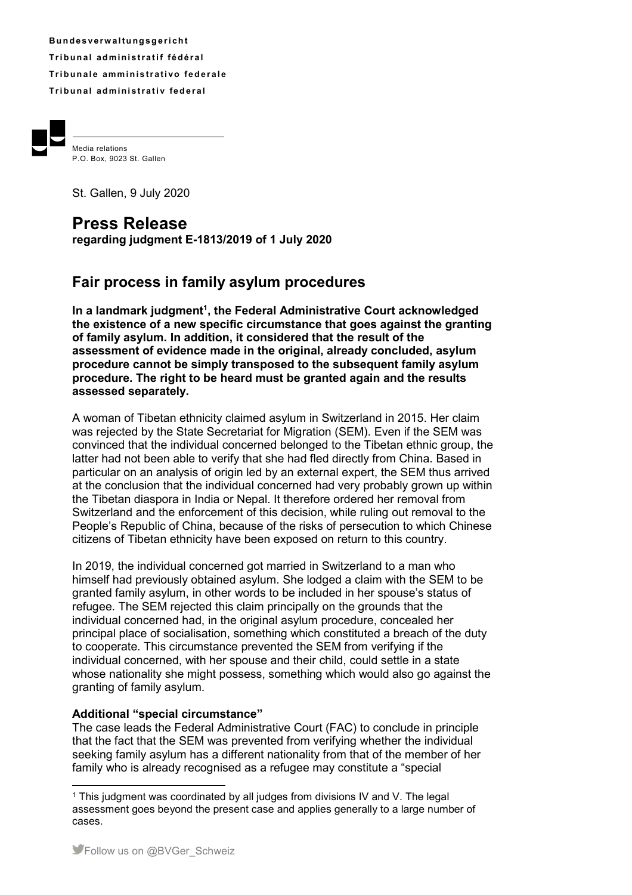**Bundesverwaltungsgericht**
**Tribunal administratif fédéral**
**Tribunale amministrativo federale**
**Tribunal administrativ federal**

Media relations
P.O. Box, 9023 St. Gallen

St. Gallen, 9 July 2020

# Press Release

**regarding judgment E-1813/2019 of 1 July 2020**

## Fair process in family asylum procedures

**In a landmark judgment[1], the Federal Administrative Court acknowledged the existence of a new specific circumstance that goes against the granting of family asylum. In addition, it considered that the result of the assessment of evidence made in the original, already concluded, asylum procedure cannot be simply transposed to the subsequent family asylum procedure. The right to be heard must be granted again and the results assessed separately.**

A woman of Tibetan ethnicity claimed asylum in Switzerland in 2015. Her claim was rejected by the State Secretariat for Migration (SEM). Even if the SEM was convinced that the individual concerned belonged to the Tibetan ethnic group, the latter had not been able to verify that she had fled directly from China. Based in particular on an analysis of origin led by an external expert, the SEM thus arrived at the conclusion that the individual concerned had very probably grown up within the Tibetan diaspora in India or Nepal. It therefore ordered her removal from Switzerland and the enforcement of this decision, while ruling out removal to the People's Republic of China, because of the risks of persecution to which Chinese citizens of Tibetan ethnicity have been exposed on return to this country.

In 2019, the individual concerned got married in Switzerland to a man who himself had previously obtained asylum. She lodged a claim with the SEM to be granted family asylum, in other words to be included in her spouse's status of refugee. The SEM rejected this claim principally on the grounds that the individual concerned had, in the original asylum procedure, concealed her principal place of socialisation, something which constituted a breach of the duty to cooperate. This circumstance prevented the SEM from verifying if the individual concerned, with her spouse and their child, could settle in a state whose nationality she might possess, something which would also go against the granting of family asylum.

### Additional "special circumstance"

The case leads the Federal Administrative Court (FAC) to conclude in principle that the fact that the SEM was prevented from verifying whether the individual seeking family asylum has a different nationality from that of the member of her family who is already recognised as a refugee may constitute a "special

[1] This judgment was coordinated by all judges from divisions IV and V. The legal assessment goes beyond the present case and applies generally to a large number of cases.

Follow us on @BVGer_Schweiz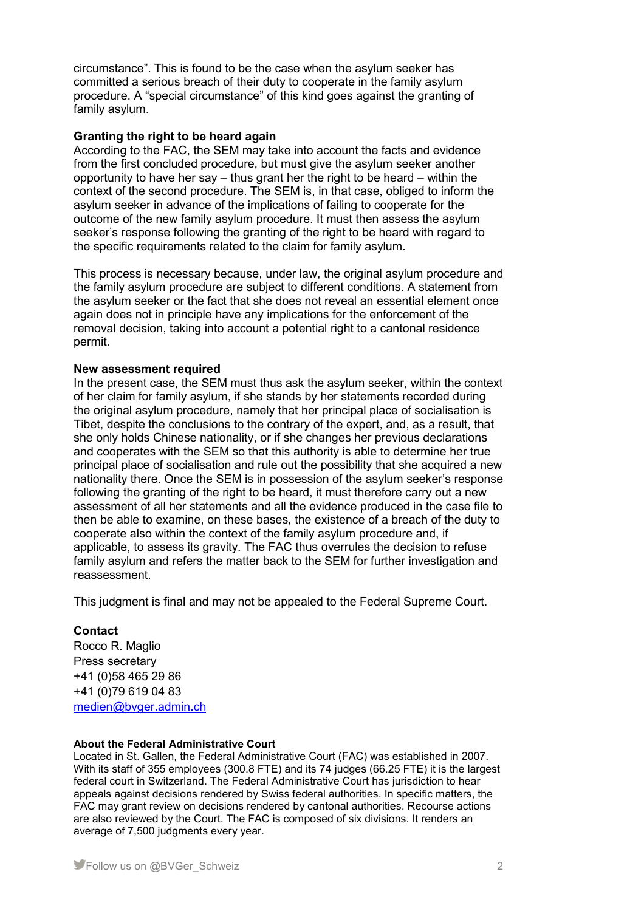circumstance". This is found to be the case when the asylum seeker has committed a serious breach of their duty to cooperate in the family asylum procedure. A "special circumstance" of this kind goes against the granting of family asylum.

**Granting the right to be heard again**

According to the FAC, the SEM may take into account the facts and evidence from the first concluded procedure, but must give the asylum seeker another opportunity to have her say – thus grant her the right to be heard – within the context of the second procedure. The SEM is, in that case, obliged to inform the asylum seeker in advance of the implications of failing to cooperate for the outcome of the new family asylum procedure. It must then assess the asylum seeker's response following the granting of the right to be heard with regard to the specific requirements related to the claim for family asylum.

This process is necessary because, under law, the original asylum procedure and the family asylum procedure are subject to different conditions. A statement from the asylum seeker or the fact that she does not reveal an essential element once again does not in principle have any implications for the enforcement of the removal decision, taking into account a potential right to a cantonal residence permit.

**New assessment required**

In the present case, the SEM must thus ask the asylum seeker, within the context of her claim for family asylum, if she stands by her statements recorded during the original asylum procedure, namely that her principal place of socialisation is Tibet, despite the conclusions to the contrary of the expert, and, as a result, that she only holds Chinese nationality, or if she changes her previous declarations and cooperates with the SEM so that this authority is able to determine her true principal place of socialisation and rule out the possibility that she acquired a new nationality there. Once the SEM is in possession of the asylum seeker's response following the granting of the right to be heard, it must therefore carry out a new assessment of all her statements and all the evidence produced in the case file to then be able to examine, on these bases, the existence of a breach of the duty to cooperate also within the context of the family asylum procedure and, if applicable, to assess its gravity. The FAC thus overrules the decision to refuse family asylum and refers the matter back to the SEM for further investigation and reassessment.

This judgment is final and may not be appealed to the Federal Supreme Court.

**Contact**

Rocco R. Maglio
Press secretary
+41 (0)58 465 29 86
+41 (0)79 619 04 83
medien@bvger.admin.ch

**About the Federal Administrative Court**

Located in St. Gallen, the Federal Administrative Court (FAC) was established in 2007. With its staff of 355 employees (300.8 FTE) and its 74 judges (66.25 FTE) it is the largest federal court in Switzerland. The Federal Administrative Court has jurisdiction to hear appeals against decisions rendered by Swiss federal authorities. In specific matters, the FAC may grant review on decisions rendered by cantonal authorities. Recourse actions are also reviewed by the Court. The FAC is composed of six divisions. It renders an average of 7,500 judgments every year.

Follow us on @BVGer_Schweiz